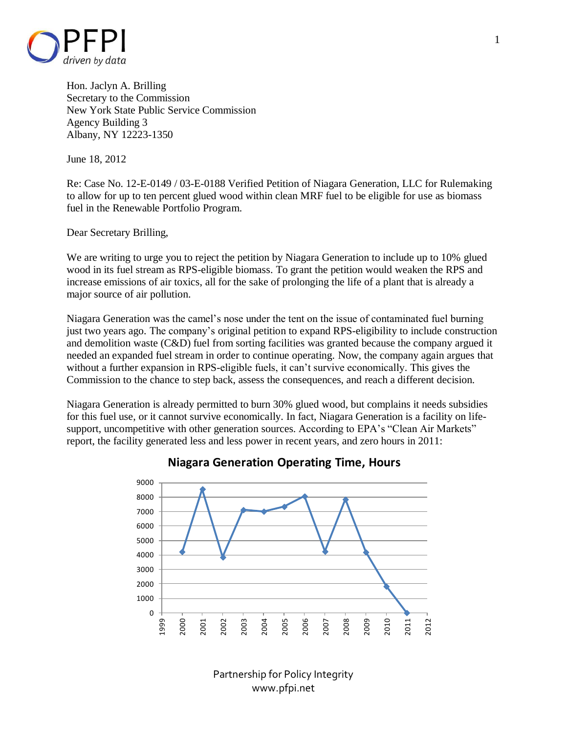Hon. Jaclyn A. Brilling
Secretary to the Commission
New York State Public Service Commission
Agency Building 3
Albany, NY 12223-1350

June 18, 2012

Re: Case No. 12-E-0149 / 03-E-0188 Verified Petition of Niagara Generation, LLC for Rulemaking to allow for up to ten percent glued wood within clean MRF fuel to be eligible for use as biomass fuel in the Renewable Portfolio Program.

Dear Secretary Brilling,

We are writing to urge you to reject the petition by Niagara Generation to include up to 10% glued wood in its fuel stream as RPS-eligible biomass. To grant the petition would weaken the RPS and increase emissions of air toxics, all for the sake of prolonging the life of a plant that is already a major source of air pollution.

Niagara Generation was the camel's nose under the tent on the issue of contaminated fuel burning just two years ago. The company's original petition to expand RPS-eligibility to include construction and demolition waste (C&D) fuel from sorting facilities was granted because the company argued it needed an expanded fuel stream in order to continue operating. Now, the company again argues that without a further expansion in RPS-eligible fuels, it can't survive economically. This gives the Commission to the chance to step back, assess the consequences, and reach a different decision.

Niagara Generation is already permitted to burn 30% glued wood, but complains it needs subsidies for this fuel use, or it cannot survive economically. In fact, Niagara Generation is a facility on life-support, uncompetitive with other generation sources. According to EPA's "Clean Air Markets" report, the facility generated less and less power in recent years, and zero hours in 2011:

**Niagara Generation Operating Time, Hours**

| Year | Hours (approx.) |
|---|---|
| 2000 | 4200 |
| 2001 | 8550 |
| 2002 | 3800 |
| 2003 | 7100 |
| 2004 | 7000 |
| 2005 | 7350 |
| 2006 | 8050 |
| 2007 | 4200 |
| 2008 | 7800 |
| 2009 | 4200 |
| 2010 | 1800 |
| 2011 | 0 |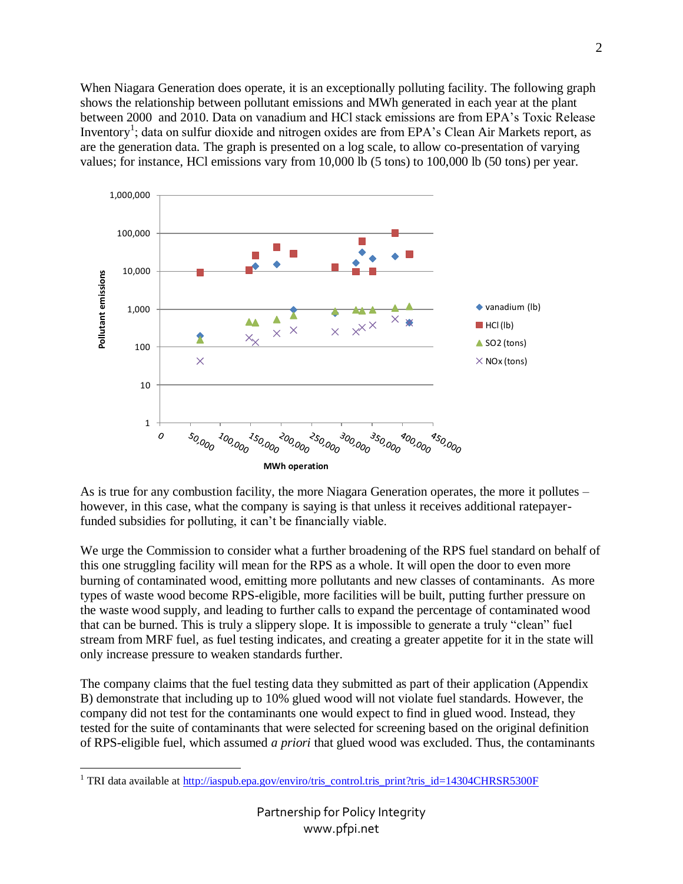When Niagara Generation does operate, it is an exceptionally polluting facility. The following graph shows the relationship between pollutant emissions and MWh generated in each year at the plant between 2000 and 2010. Data on vanadium and HCl stack emissions are from EPA's Toxic Release Inventory[1]; data on sulfur dioxide and nitrogen oxides are from EPA's Clean Air Markets report, as are the generation data. The graph is presented on a log scale, to allow co-presentation of varying values; for instance, HCl emissions vary from 10,000 lb (5 tons) to 100,000 lb (50 tons) per year.

As is true for any combustion facility, the more Niagara Generation operates, the more it pollutes – however, in this case, what the company is saying is that unless it receives additional ratepayer-funded subsidies for polluting, it can't be financially viable.

We urge the Commission to consider what a further broadening of the RPS fuel standard on behalf of this one struggling facility will mean for the RPS as a whole. It will open the door to even more burning of contaminated wood, emitting more pollutants and new classes of contaminants. As more types of waste wood become RPS-eligible, more facilities will be built, putting further pressure on the waste wood supply, and leading to further calls to expand the percentage of contaminated wood that can be burned. This is truly a slippery slope. It is impossible to generate a truly "clean" fuel stream from MRF fuel, as fuel testing indicates, and creating a greater appetite for it in the state will only increase pressure to weaken standards further.

The company claims that the fuel testing data they submitted as part of their application (Appendix B) demonstrate that including up to 10% glued wood will not violate fuel standards. However, the company did not test for the contaminants one would expect to find in glued wood. Instead, they tested for the suite of contaminants that were selected for screening based on the original definition of RPS-eligible fuel, which assumed *a priori* that glued wood was excluded. Thus, the contaminants

[1] TRI data available at http://iaspub.epa.gov/enviro/tris_control.tris_print?tris_id=14304CHRSR5300F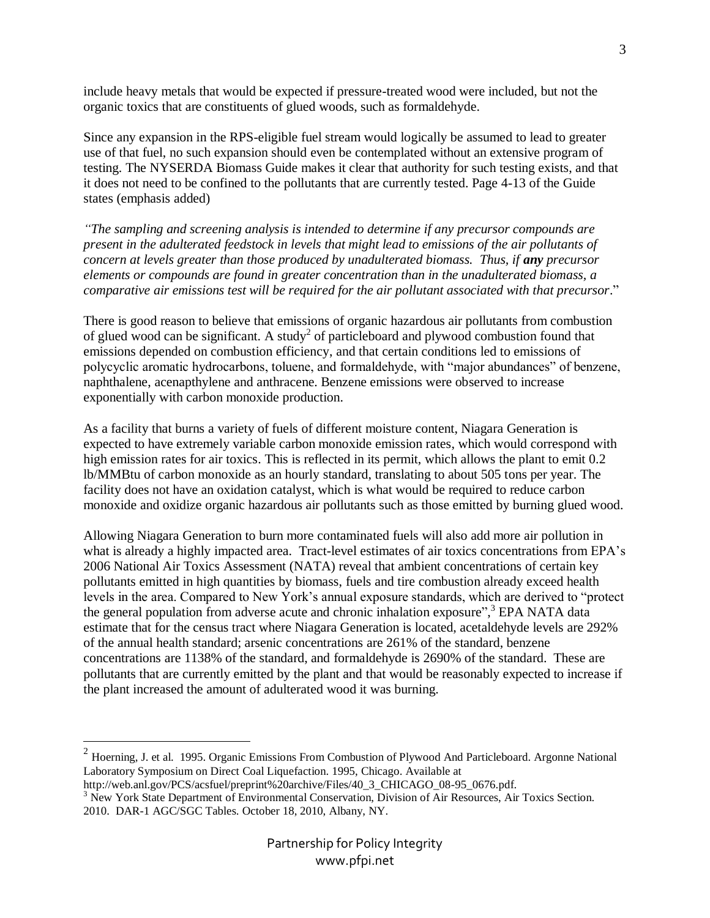include heavy metals that would be expected if pressure-treated wood were included, but not the organic toxics that are constituents of glued woods, such as formaldehyde.

Since any expansion in the RPS-eligible fuel stream would logically be assumed to lead to greater use of that fuel, no such expansion should even be contemplated without an extensive program of testing. The NYSERDA Biomass Guide makes it clear that authority for such testing exists, and that it does not need to be confined to the pollutants that are currently tested. Page 4-13 of the Guide states (emphasis added)

*"The sampling and screening analysis is intended to determine if any precursor compounds are present in the adulterated feedstock in levels that might lead to emissions of the air pollutants of concern at levels greater than those produced by unadulterated biomass. Thus, if* ***any*** *precursor elements or compounds are found in greater concentration than in the unadulterated biomass, a comparative air emissions test will be required for the air pollutant associated with that precursor*."

There is good reason to believe that emissions of organic hazardous air pollutants from combustion of glued wood can be significant. A study[2] of particleboard and plywood combustion found that emissions depended on combustion efficiency, and that certain conditions led to emissions of polycyclic aromatic hydrocarbons, toluene, and formaldehyde, with "major abundances" of benzene, naphthalene, acenapthylene and anthracene. Benzene emissions were observed to increase exponentially with carbon monoxide production.

As a facility that burns a variety of fuels of different moisture content, Niagara Generation is expected to have extremely variable carbon monoxide emission rates, which would correspond with high emission rates for air toxics. This is reflected in its permit, which allows the plant to emit 0.2 lb/MMBtu of carbon monoxide as an hourly standard, translating to about 505 tons per year. The facility does not have an oxidation catalyst, which is what would be required to reduce carbon monoxide and oxidize organic hazardous air pollutants such as those emitted by burning glued wood.

Allowing Niagara Generation to burn more contaminated fuels will also add more air pollution in what is already a highly impacted area. Tract-level estimates of air toxics concentrations from EPA's 2006 National Air Toxics Assessment (NATA) reveal that ambient concentrations of certain key pollutants emitted in high quantities by biomass, fuels and tire combustion already exceed health levels in the area. Compared to New York's annual exposure standards, which are derived to "protect the general population from adverse acute and chronic inhalation exposure",[3] EPA NATA data estimate that for the census tract where Niagara Generation is located, acetaldehyde levels are 292% of the annual health standard; arsenic concentrations are 261% of the standard, benzene concentrations are 1138% of the standard, and formaldehyde is 2690% of the standard. These are pollutants that are currently emitted by the plant and that would be reasonably expected to increase if the plant increased the amount of adulterated wood it was burning.

---

[2] Hoerning, J. et al. 1995. Organic Emissions From Combustion of Plywood And Particleboard. Argonne National Laboratory Symposium on Direct Coal Liquefaction. 1995, Chicago. Available at http://web.anl.gov/PCS/acsfuel/preprint%20archive/Files/40_3_CHICAGO_08-95_0676.pdf.

[3] New York State Department of Environmental Conservation, Division of Air Resources, Air Toxics Section. 2010. DAR-1 AGC/SGC Tables. October 18, 2010, Albany, NY.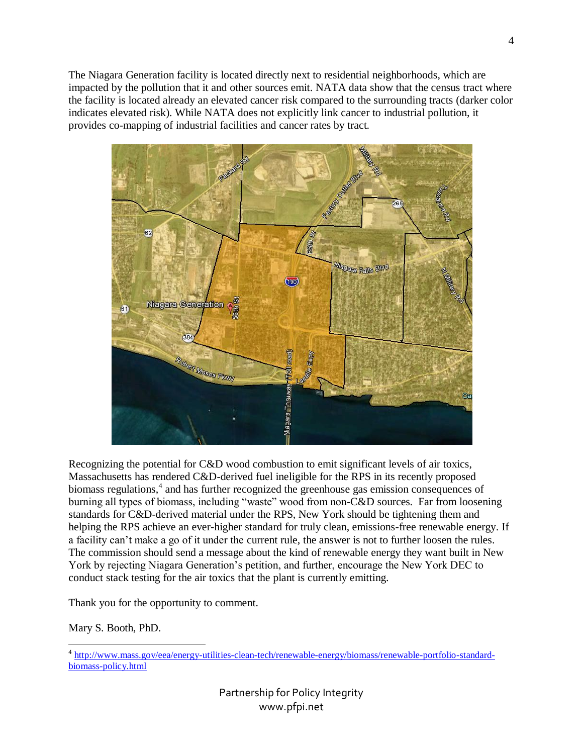The Niagara Generation facility is located directly next to residential neighborhoods, which are impacted by the pollution that it and other sources emit. NATA data show that the census tract where the facility is located already an elevated cancer risk compared to the surrounding tracts (darker color indicates elevated risk). While NATA does not explicitly link cancer to industrial pollution, it provides co-mapping of industrial facilities and cancer rates by tract.

Recognizing the potential for C&D wood combustion to emit significant levels of air toxics, Massachusetts has rendered C&D-derived fuel ineligible for the RPS in its recently proposed biomass regulations,[4] and has further recognized the greenhouse gas emission consequences of burning all types of biomass, including "waste" wood from non-C&D sources. Far from loosening standards for C&D-derived material under the RPS, New York should be tightening them and helping the RPS achieve an ever-higher standard for truly clean, emissions-free renewable energy. If a facility can't make a go of it under the current rule, the answer is not to further loosen the rules. The commission should send a message about the kind of renewable energy they want built in New York by rejecting Niagara Generation's petition, and further, encourage the New York DEC to conduct stack testing for the air toxics that the plant is currently emitting.

Thank you for the opportunity to comment.

Mary S. Booth, PhD.

---

[4] http://www.mass.gov/eea/energy-utilities-clean-tech/renewable-energy/biomass/renewable-portfolio-standard-biomass-policy.html